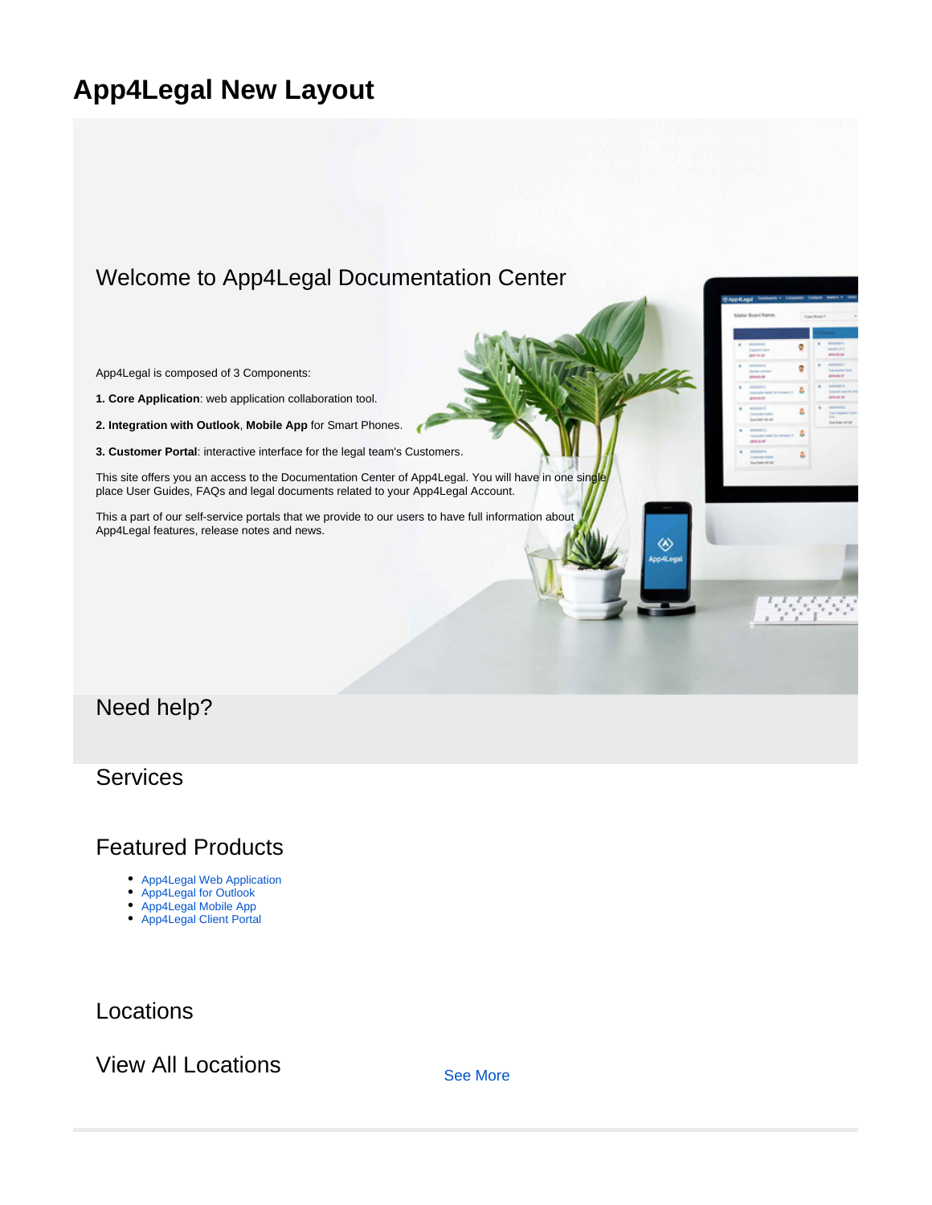# App4Legal New Layout

## Welcome to App4Legal Documentation Center

App4Legal is composed of 3 Components:

**1. Core Application**: web application collaboration tool.

**2. Integration with Outlook**, **Mobile App** for Smart Phones.

**3. Customer Portal**: interactive interface for the legal team's Customers.

This site offers you an access to the Documentation Center of App4Legal. You will have in one single place User Guides, FAQs and legal documents related to your App4Legal Account.

This a part of our self-service portals that we provide to our users to have full information about App4Legal features, release notes and news.

## Need help?

## Services

## Featured Products

- App4Legal Web Application
- App4Legal for Outlook
- App4Legal Mobile App
- App4Legal Client Portal

## Locations

## View All Locations

See More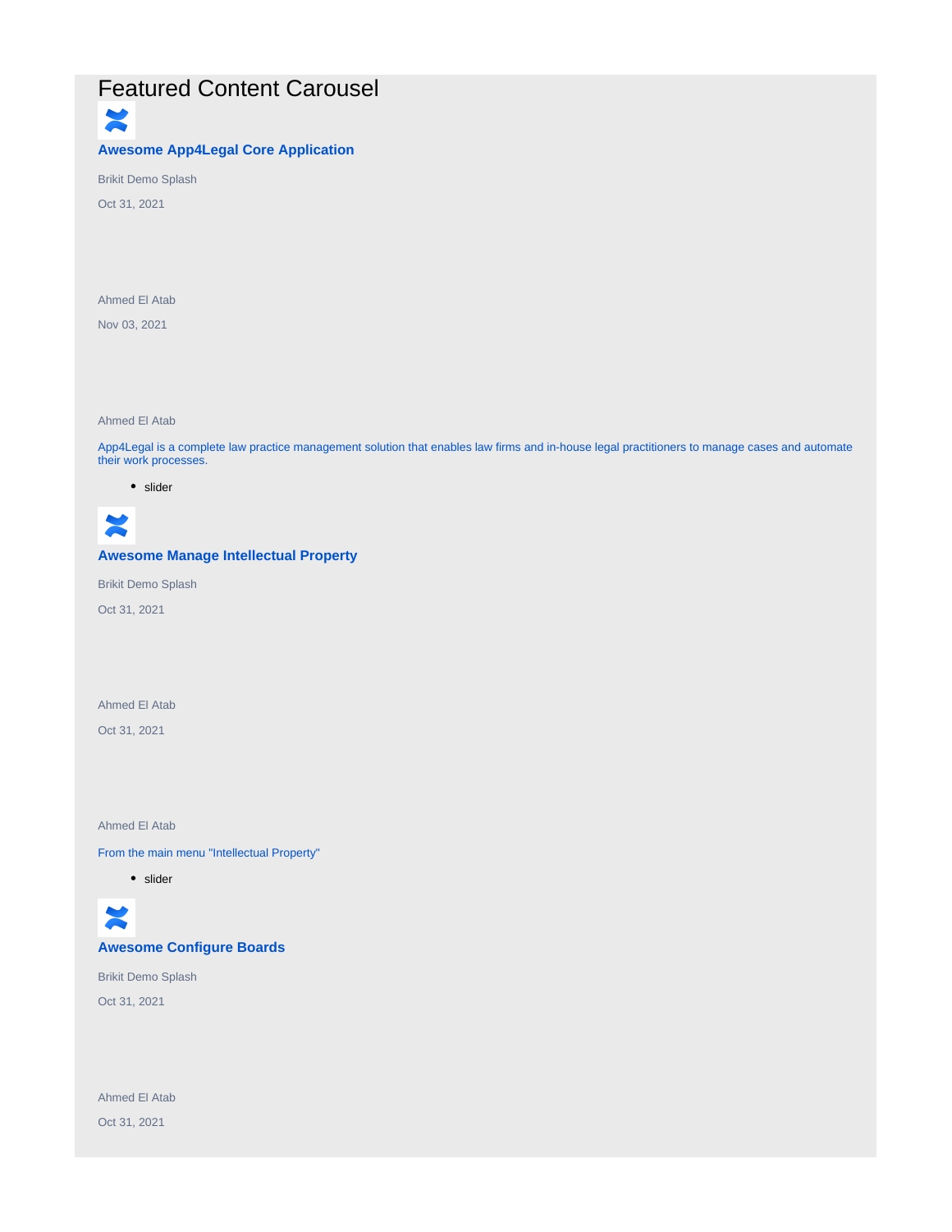# Featured Content Carousel

**Awesome App4Legal Core Application**

Brikit Demo Splash

Oct 31, 2021

Ahmed El Atab

Nov 03, 2021

Ahmed El Atab

App4Legal is a complete law practice management solution that enables law firms and in-house legal practitioners to manage cases and automate their work processes.

- slider

**Awesome Manage Intellectual Property**

Brikit Demo Splash

Oct 31, 2021

Ahmed El Atab

Oct 31, 2021

Ahmed El Atab

From the main menu "Intellectual Property"

- slider

**Awesome Configure Boards**

Brikit Demo Splash

Oct 31, 2021

Ahmed El Atab

Oct 31, 2021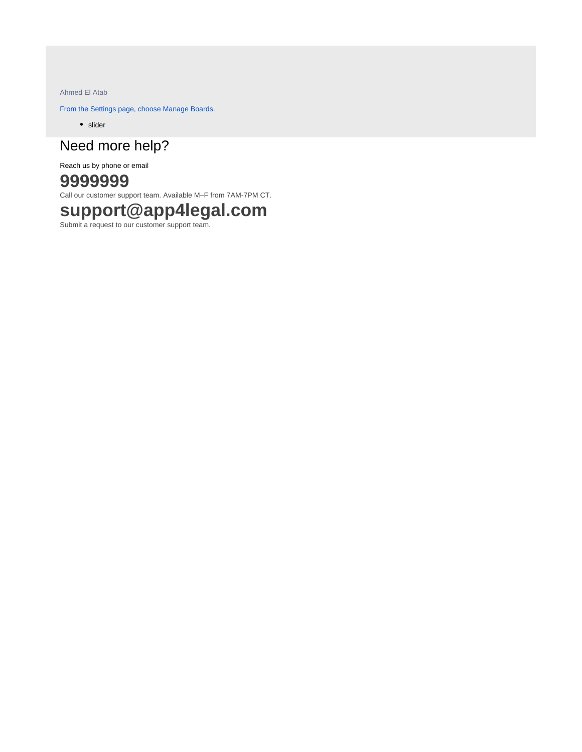Ahmed El Atab

From the Settings page, choose Manage Boards.

- slider

## Need more help?

Reach us by phone or email

# 9999999

Call our customer support team. Available M–F from 7AM-7PM CT.

# support@app4legal.com

Submit a request to our customer support team.